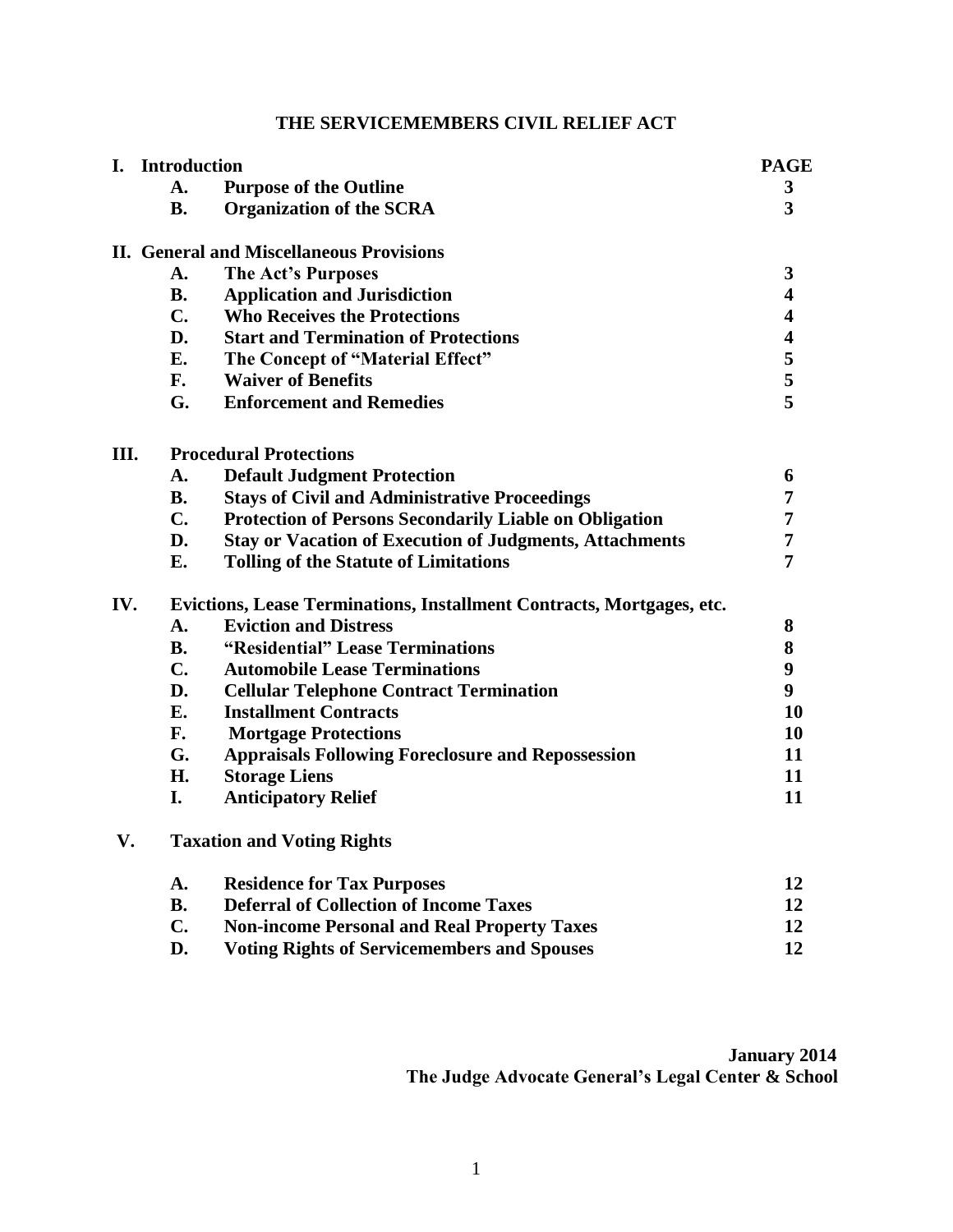# THE SERVICEMEMBERS CIVIL RELIEF ACT

| | | | |
|---|---|---|---|
| **I.** | **Introduction** | | **PAGE** |
| | **A.** | **Purpose of the Outline** | **3** |
| | **B.** | **Organization of the SCRA** | **3** |
| **II.** | **General and Miscellaneous Provisions** | | |
| | **A.** | **The Act's Purposes** | **3** |
| | **B.** | **Application and Jurisdiction** | **4** |
| | **C.** | **Who Receives the Protections** | **4** |
| | **D.** | **Start and Termination of Protections** | **4** |
| | **E.** | **The Concept of "Material Effect"** | **5** |
| | **F.** | **Waiver of Benefits** | **5** |
| | **G.** | **Enforcement and Remedies** | **5** |
| **III.** | **Procedural Protections** | | |
| | **A.** | **Default Judgment Protection** | **6** |
| | **B.** | **Stays of Civil and Administrative Proceedings** | **7** |
| | **C.** | **Protection of Persons Secondarily Liable on Obligation** | **7** |
| | **D.** | **Stay or Vacation of Execution of Judgments, Attachments** | **7** |
| | **E.** | **Tolling of the Statute of Limitations** | **7** |
| **IV.** | **Evictions, Lease Terminations, Installment Contracts, Mortgages, etc.** | | |
| | **A.** | **Eviction and Distress** | **8** |
| | **B.** | **"Residential" Lease Terminations** | **8** |
| | **C.** | **Automobile Lease Terminations** | **9** |
| | **D.** | **Cellular Telephone Contract Termination** | **9** |
| | **E.** | **Installment Contracts** | **10** |
| | **F.** | **Mortgage Protections** | **10** |
| | **G.** | **Appraisals Following Foreclosure and Repossession** | **11** |
| | **H.** | **Storage Liens** | **11** |
| | **I.** | **Anticipatory Relief** | **11** |
| **V.** | **Taxation and Voting Rights** | | |
| | **A.** | **Residence for Tax Purposes** | **12** |
| | **B.** | **Deferral of Collection of Income Taxes** | **12** |
| | **C.** | **Non-income Personal and Real Property Taxes** | **12** |
| | **D.** | **Voting Rights of Servicemembers and Spouses** | **12** |

**January 2014**
**The Judge Advocate General's Legal Center & School**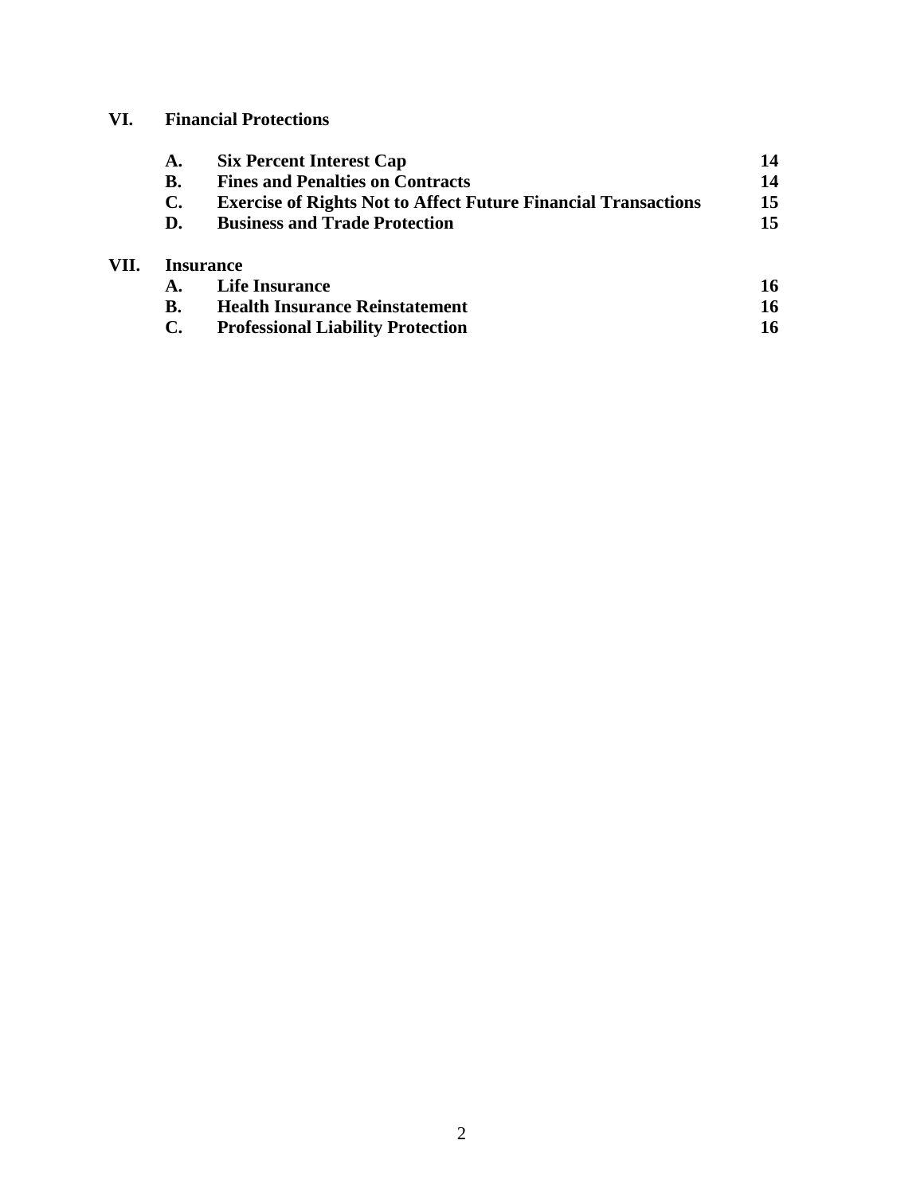**VI. Financial Protections**

| | | |
|---|---|---|
| **A.** | **Six Percent Interest Cap** | **14** |
| **B.** | **Fines and Penalties on Contracts** | **14** |
| **C.** | **Exercise of Rights Not to Affect Future Financial Transactions** | **15** |
| **D.** | **Business and Trade Protection** | **15** |

**VII. Insurance**

| | | |
|---|---|---|
| **A.** | **Life Insurance** | **16** |
| **B.** | **Health Insurance Reinstatement** | **16** |
| **C.** | **Professional Liability Protection** | **16** |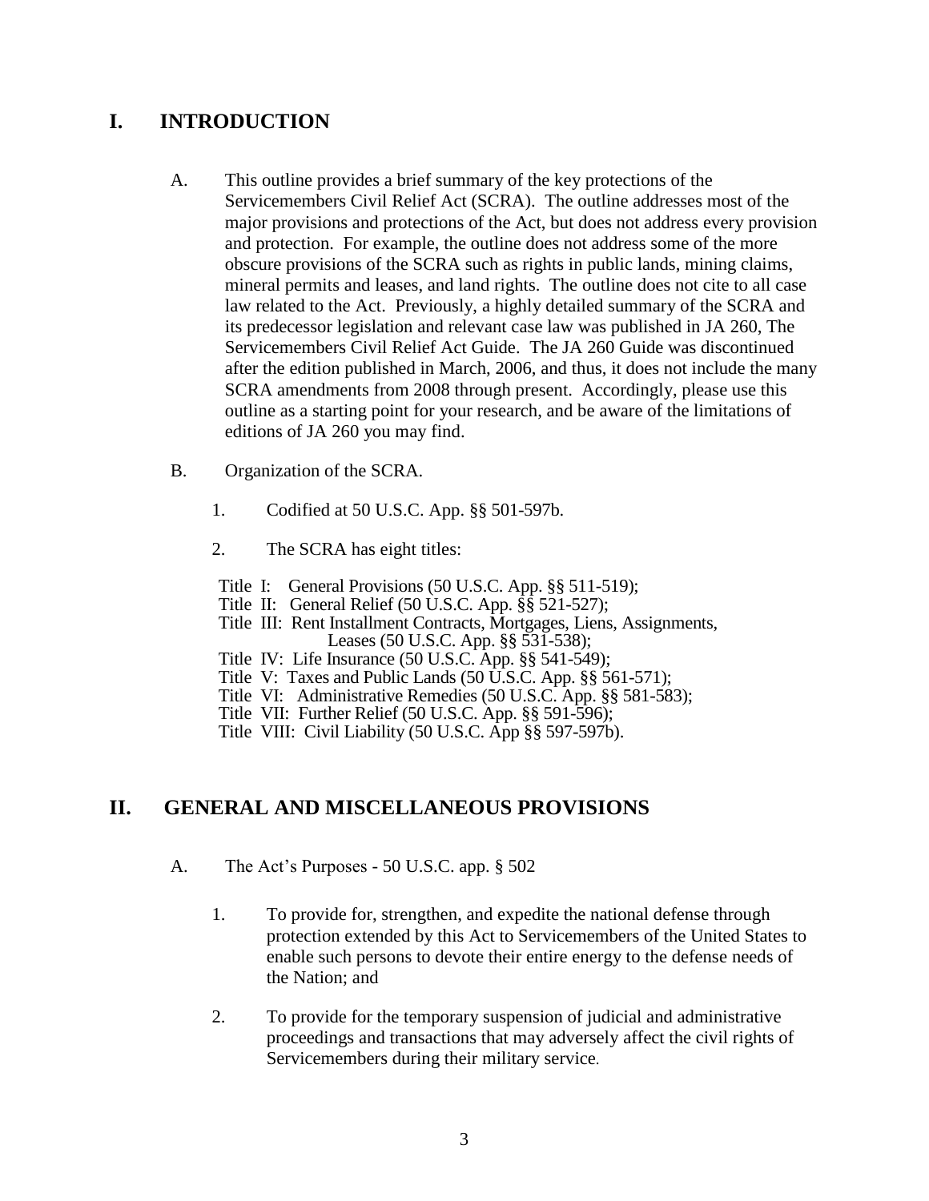# I. INTRODUCTION

A. This outline provides a brief summary of the key protections of the Servicemembers Civil Relief Act (SCRA). The outline addresses most of the major provisions and protections of the Act, but does not address every provision and protection. For example, the outline does not address some of the more obscure provisions of the SCRA such as rights in public lands, mining claims, mineral permits and leases, and land rights. The outline does not cite to all case law related to the Act. Previously, a highly detailed summary of the SCRA and its predecessor legislation and relevant case law was published in JA 260, The Servicemembers Civil Relief Act Guide. The JA 260 Guide was discontinued after the edition published in March, 2006, and thus, it does not include the many SCRA amendments from 2008 through present. Accordingly, please use this outline as a starting point for your research, and be aware of the limitations of editions of JA 260 you may find.

B. Organization of the SCRA.

1. Codified at 50 U.S.C. App. §§ 501-597b.

2. The SCRA has eight titles:

Title I: General Provisions (50 U.S.C. App. §§ 511-519);
Title II: General Relief (50 U.S.C. App. §§ 521-527);
Title III: Rent Installment Contracts, Mortgages, Liens, Assignments, Leases (50 U.S.C. App. §§ 531-538);
Title IV: Life Insurance (50 U.S.C. App. §§ 541-549);
Title V: Taxes and Public Lands (50 U.S.C. App. §§ 561-571);
Title VI: Administrative Remedies (50 U.S.C. App. §§ 581-583);
Title VII: Further Relief (50 U.S.C. App. §§ 591-596);
Title VIII: Civil Liability (50 U.S.C. App §§ 597-597b).

# II. GENERAL AND MISCELLANEOUS PROVISIONS

A. The Act's Purposes - 50 U.S.C. app. § 502

1. To provide for, strengthen, and expedite the national defense through protection extended by this Act to Servicemembers of the United States to enable such persons to devote their entire energy to the defense needs of the Nation; and

2. To provide for the temporary suspension of judicial and administrative proceedings and transactions that may adversely affect the civil rights of Servicemembers during their military service.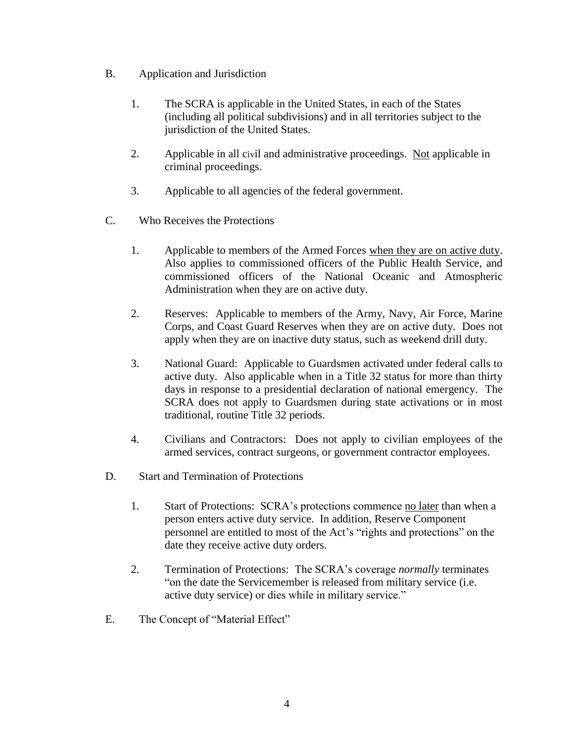B. Application and Jurisdiction

1. The SCRA is applicable in the United States, in each of the States (including all political subdivisions) and in all territories subject to the jurisdiction of the United States.

2. Applicable in all civil and administrative proceedings. <u>Not</u> applicable in criminal proceedings.

3. Applicable to all agencies of the federal government.

C. Who Receives the Protections

1. Applicable to members of the Armed Forces <u>when they are on active duty</u>. Also applies to commissioned officers of the Public Health Service, and commissioned officers of the National Oceanic and Atmospheric Administration when they are on active duty.

2. Reserves: Applicable to members of the Army, Navy, Air Force, Marine Corps, and Coast Guard Reserves when they are on active duty. Does not apply when they are on inactive duty status, such as weekend drill duty.

3. National Guard: Applicable to Guardsmen activated under federal calls to active duty. Also applicable when in a Title 32 status for more than thirty days in response to a presidential declaration of national emergency. The SCRA does not apply to Guardsmen during state activations or in most traditional, routine Title 32 periods.

4. Civilians and Contractors: Does not apply to civilian employees of the armed services, contract surgeons, or government contractor employees.

D. Start and Termination of Protections

1. Start of Protections: SCRA's protections commence <u>no later</u> than when a person enters active duty service. In addition, Reserve Component personnel are entitled to most of the Act's "rights and protections" on the date they receive active duty orders.

2. Termination of Protections: The SCRA's coverage *normally* terminates "on the date the Servicemember is released from military service (i.e. active duty service) or dies while in military service."

E. The Concept of "Material Effect"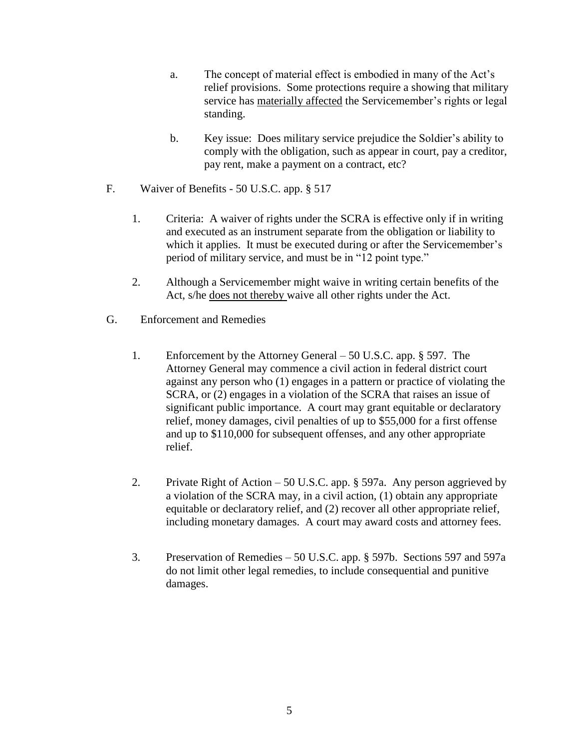a. The concept of material effect is embodied in many of the Act's relief provisions. Some protections require a showing that military service has <u>materially affected</u> the Servicemember's rights or legal standing.

b. Key issue: Does military service prejudice the Soldier's ability to comply with the obligation, such as appear in court, pay a creditor, pay rent, make a payment on a contract, etc?

F. Waiver of Benefits - 50 U.S.C. app. § 517

1. Criteria: A waiver of rights under the SCRA is effective only if in writing and executed as an instrument separate from the obligation or liability to which it applies. It must be executed during or after the Servicemember's period of military service, and must be in "12 point type."

2. Although a Servicemember might waive in writing certain benefits of the Act, s/he <u>does not thereby</u> waive all other rights under the Act.

G. Enforcement and Remedies

1. Enforcement by the Attorney General – 50 U.S.C. app. § 597. The Attorney General may commence a civil action in federal district court against any person who (1) engages in a pattern or practice of violating the SCRA, or (2) engages in a violation of the SCRA that raises an issue of significant public importance. A court may grant equitable or declaratory relief, money damages, civil penalties of up to $55,000 for a first offense and up to $110,000 for subsequent offenses, and any other appropriate relief.

2. Private Right of Action – 50 U.S.C. app. § 597a. Any person aggrieved by a violation of the SCRA may, in a civil action, (1) obtain any appropriate equitable or declaratory relief, and (2) recover all other appropriate relief, including monetary damages. A court may award costs and attorney fees.

3. Preservation of Remedies – 50 U.S.C. app. § 597b. Sections 597 and 597a do not limit other legal remedies, to include consequential and punitive damages.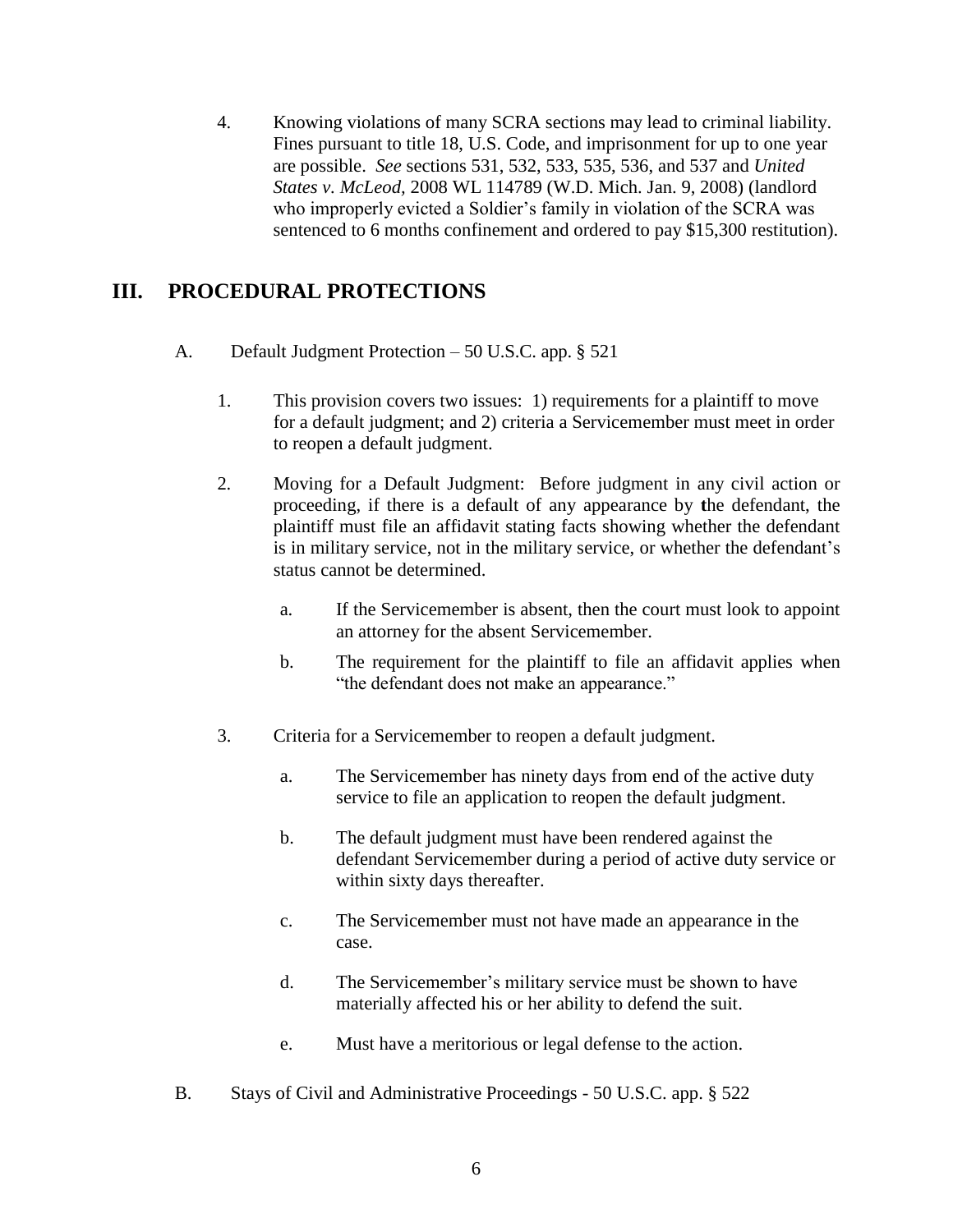4. Knowing violations of many SCRA sections may lead to criminal liability. Fines pursuant to title 18, U.S. Code, and imprisonment for up to one year are possible. *See* sections 531, 532, 533, 535, 536, and 537 and *United States v. McLeod*, 2008 WL 114789 (W.D. Mich. Jan. 9, 2008) (landlord who improperly evicted a Soldier's family in violation of the SCRA was sentenced to 6 months confinement and ordered to pay $15,300 restitution).

## III. PROCEDURAL PROTECTIONS

A. Default Judgment Protection – 50 U.S.C. app. § 521

1. This provision covers two issues: 1) requirements for a plaintiff to move for a default judgment; and 2) criteria a Servicemember must meet in order to reopen a default judgment.

2. Moving for a Default Judgment: Before judgment in any civil action or proceeding, if there is a default of any appearance by the defendant, the plaintiff must file an affidavit stating facts showing whether the defendant is in military service, not in the military service, or whether the defendant's status cannot be determined.

   a. If the Servicemember is absent, then the court must look to appoint an attorney for the absent Servicemember.

   b. The requirement for the plaintiff to file an affidavit applies when "the defendant does not make an appearance."

3. Criteria for a Servicemember to reopen a default judgment.

   a. The Servicemember has ninety days from end of the active duty service to file an application to reopen the default judgment.

   b. The default judgment must have been rendered against the defendant Servicemember during a period of active duty service or within sixty days thereafter.

   c. The Servicemember must not have made an appearance in the case.

   d. The Servicemember's military service must be shown to have materially affected his or her ability to defend the suit.

   e. Must have a meritorious or legal defense to the action.

B. Stays of Civil and Administrative Proceedings - 50 U.S.C. app. § 522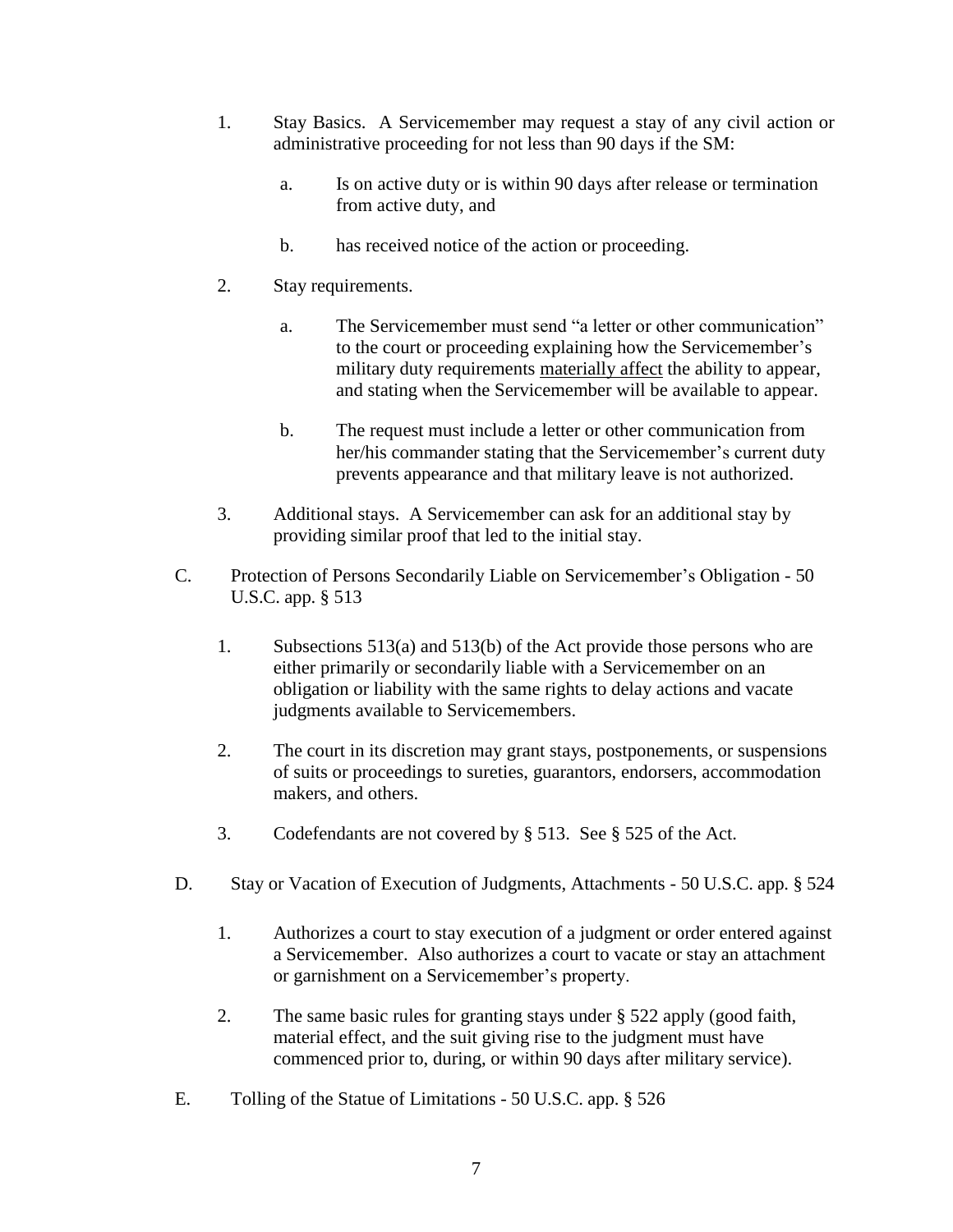1. Stay Basics. A Servicemember may request a stay of any civil action or administrative proceeding for not less than 90 days if the SM:

    a. Is on active duty or is within 90 days after release or termination from active duty, and

    b. has received notice of the action or proceeding.

2. Stay requirements.

    a. The Servicemember must send "a letter or other communication" to the court or proceeding explaining how the Servicemember's military duty requirements <u>materially affect</u> the ability to appear, and stating when the Servicemember will be available to appear.

    b. The request must include a letter or other communication from her/his commander stating that the Servicemember's current duty prevents appearance and that military leave is not authorized.

3. Additional stays. A Servicemember can ask for an additional stay by providing similar proof that led to the initial stay.

C. Protection of Persons Secondarily Liable on Servicemember's Obligation - 50 U.S.C. app. § 513

1. Subsections 513(a) and 513(b) of the Act provide those persons who are either primarily or secondarily liable with a Servicemember on an obligation or liability with the same rights to delay actions and vacate judgments available to Servicemembers.

2. The court in its discretion may grant stays, postponements, or suspensions of suits or proceedings to sureties, guarantors, endorsers, accommodation makers, and others.

3. Codefendants are not covered by § 513. See § 525 of the Act.

D. Stay or Vacation of Execution of Judgments, Attachments - 50 U.S.C. app. § 524

1. Authorizes a court to stay execution of a judgment or order entered against a Servicemember. Also authorizes a court to vacate or stay an attachment or garnishment on a Servicemember's property.

2. The same basic rules for granting stays under § 522 apply (good faith, material effect, and the suit giving rise to the judgment must have commenced prior to, during, or within 90 days after military service).

E. Tolling of the Statue of Limitations - 50 U.S.C. app. § 526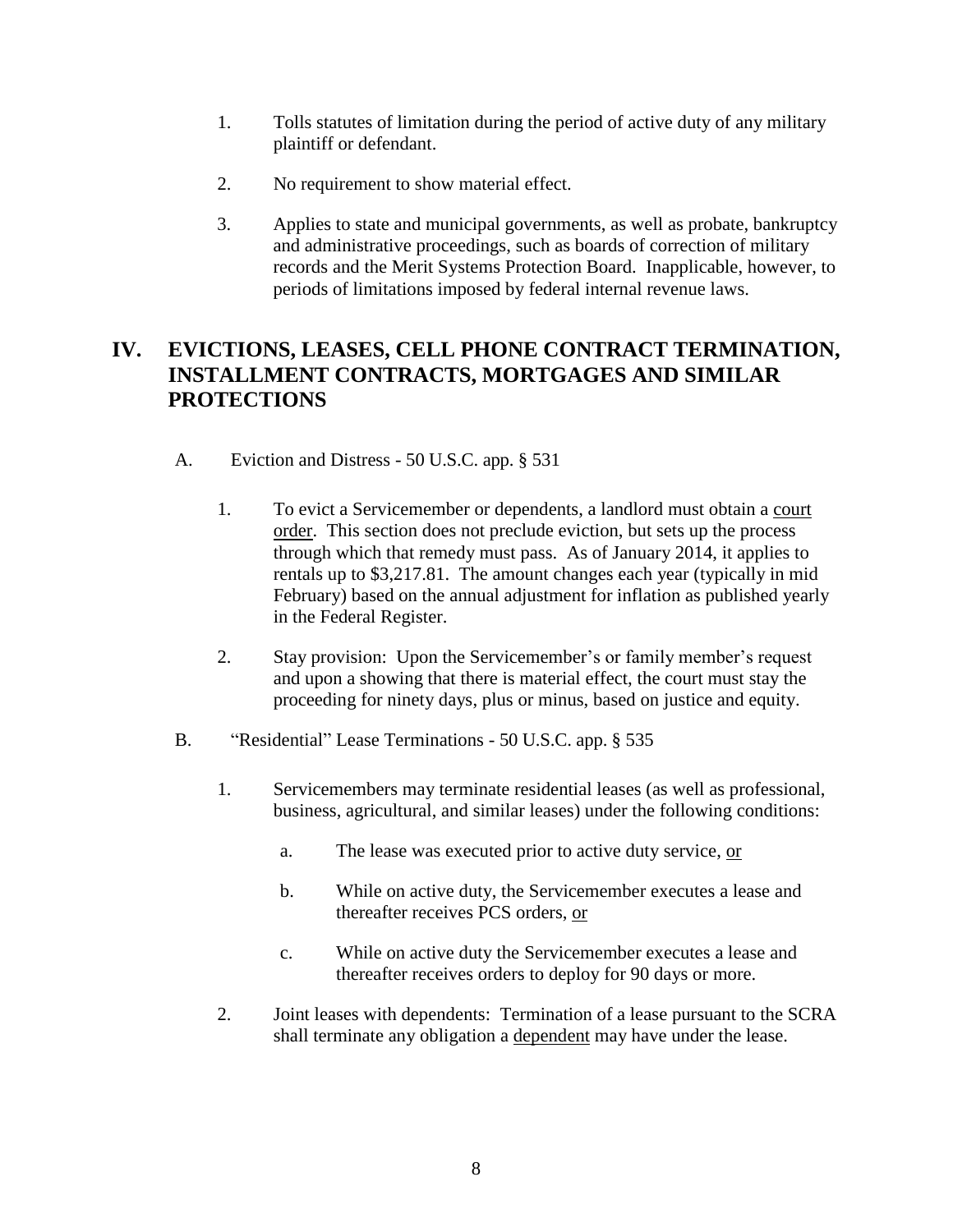1. Tolls statutes of limitation during the period of active duty of any military plaintiff or defendant.

2. No requirement to show material effect.

3. Applies to state and municipal governments, as well as probate, bankruptcy and administrative proceedings, such as boards of correction of military records and the Merit Systems Protection Board. Inapplicable, however, to periods of limitations imposed by federal internal revenue laws.

## IV. EVICTIONS, LEASES, CELL PHONE CONTRACT TERMINATION, INSTALLMENT CONTRACTS, MORTGAGES AND SIMILAR PROTECTIONS

A. Eviction and Distress - 50 U.S.C. app. § 531

1. To evict a Servicemember or dependents, a landlord must obtain a <u>court order</u>. This section does not preclude eviction, but sets up the process through which that remedy must pass. As of January 2014, it applies to rentals up to $3,217.81. The amount changes each year (typically in mid February) based on the annual adjustment for inflation as published yearly in the Federal Register.

2. Stay provision: Upon the Servicemember's or family member's request and upon a showing that there is material effect, the court must stay the proceeding for ninety days, plus or minus, based on justice and equity.

B. "Residential" Lease Terminations - 50 U.S.C. app. § 535

1. Servicemembers may terminate residential leases (as well as professional, business, agricultural, and similar leases) under the following conditions:

   a. The lease was executed prior to active duty service, <u>or</u>

   b. While on active duty, the Servicemember executes a lease and thereafter receives PCS orders, <u>or</u>

   c. While on active duty the Servicemember executes a lease and thereafter receives orders to deploy for 90 days or more.

2. Joint leases with dependents: Termination of a lease pursuant to the SCRA shall terminate any obligation a <u>dependent</u> may have under the lease.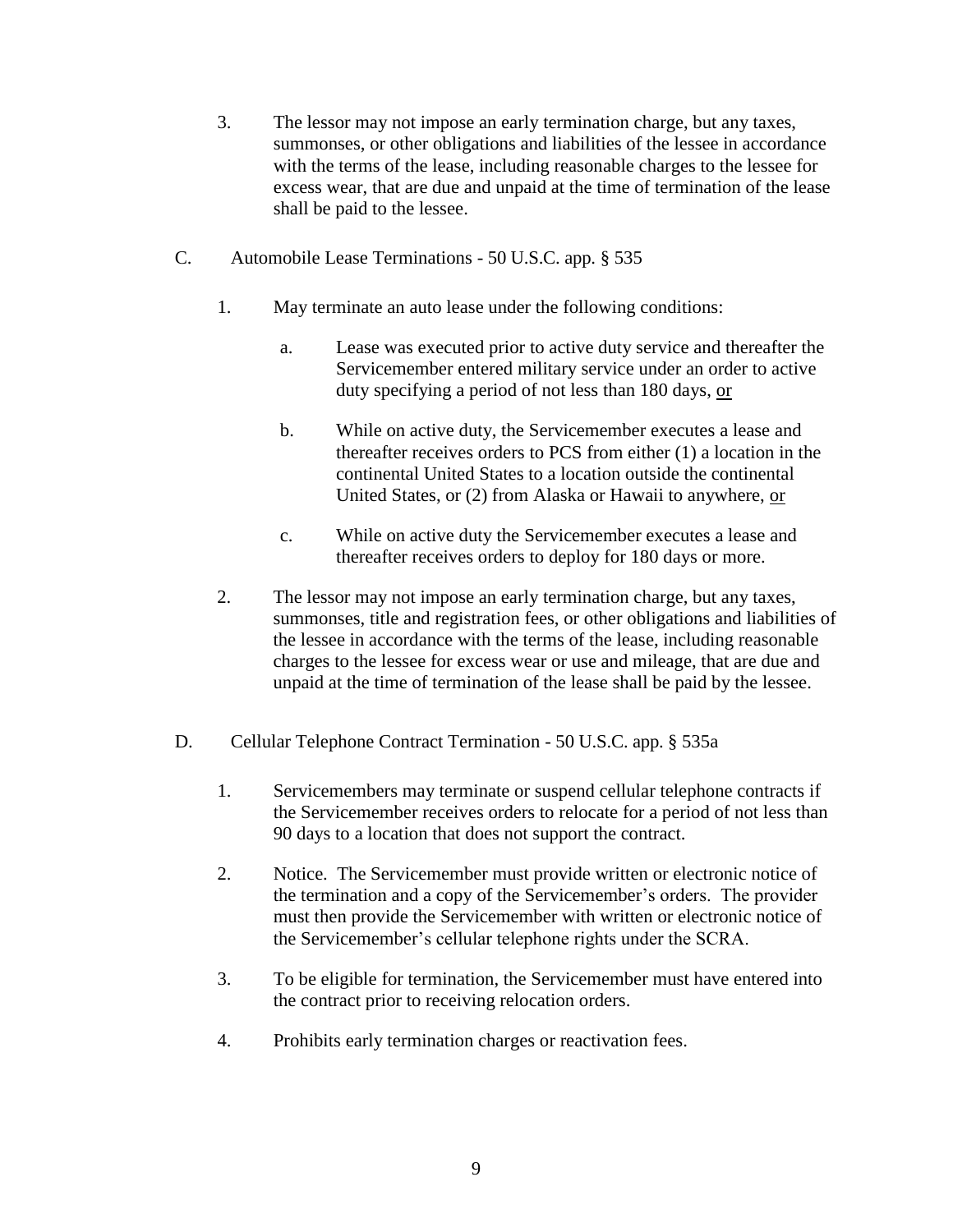3. The lessor may not impose an early termination charge, but any taxes, summonses, or other obligations and liabilities of the lessee in accordance with the terms of the lease, including reasonable charges to the lessee for excess wear, that are due and unpaid at the time of termination of the lease shall be paid to the lessee.

C. Automobile Lease Terminations - 50 U.S.C. app. § 535

1. May terminate an auto lease under the following conditions:

   a. Lease was executed prior to active duty service and thereafter the Servicemember entered military service under an order to active duty specifying a period of not less than 180 days, or

   b. While on active duty, the Servicemember executes a lease and thereafter receives orders to PCS from either (1) a location in the continental United States to a location outside the continental United States, or (2) from Alaska or Hawaii to anywhere, or

   c. While on active duty the Servicemember executes a lease and thereafter receives orders to deploy for 180 days or more.

2. The lessor may not impose an early termination charge, but any taxes, summonses, title and registration fees, or other obligations and liabilities of the lessee in accordance with the terms of the lease, including reasonable charges to the lessee for excess wear or use and mileage, that are due and unpaid at the time of termination of the lease shall be paid by the lessee.

D. Cellular Telephone Contract Termination - 50 U.S.C. app. § 535a

1. Servicemembers may terminate or suspend cellular telephone contracts if the Servicemember receives orders to relocate for a period of not less than 90 days to a location that does not support the contract.

2. Notice. The Servicemember must provide written or electronic notice of the termination and a copy of the Servicemember's orders. The provider must then provide the Servicemember with written or electronic notice of the Servicemember's cellular telephone rights under the SCRA.

3. To be eligible for termination, the Servicemember must have entered into the contract prior to receiving relocation orders.

4. Prohibits early termination charges or reactivation fees.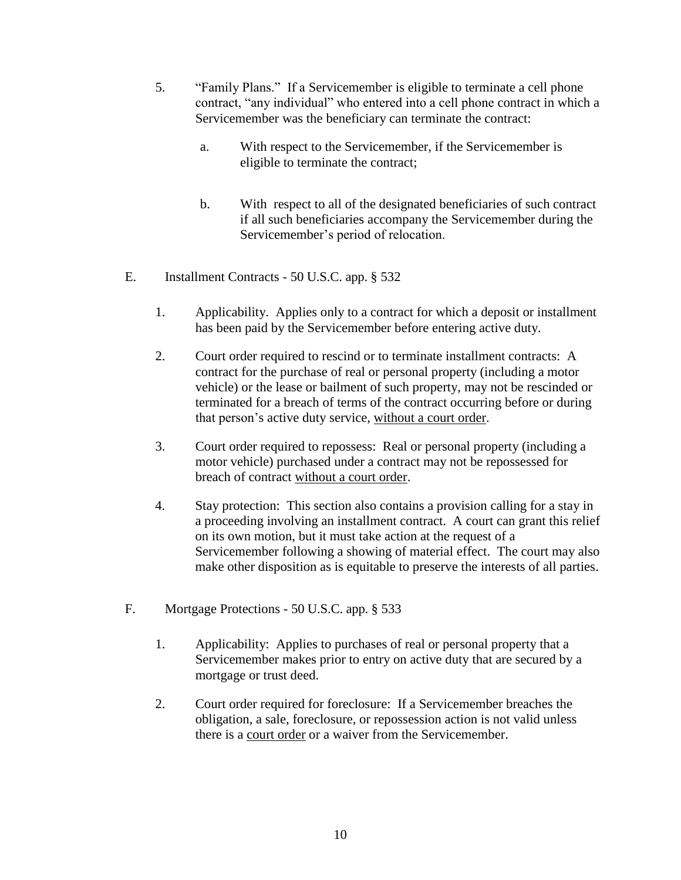5. "Family Plans." If a Servicemember is eligible to terminate a cell phone contract, "any individual" who entered into a cell phone contract in which a Servicemember was the beneficiary can terminate the contract:

   a. With respect to the Servicemember, if the Servicemember is eligible to terminate the contract;

   b. With respect to all of the designated beneficiaries of such contract if all such beneficiaries accompany the Servicemember during the Servicemember's period of relocation.

E. Installment Contracts - 50 U.S.C. app. § 532

1. Applicability. Applies only to a contract for which a deposit or installment has been paid by the Servicemember before entering active duty.

2. Court order required to rescind or to terminate installment contracts: A contract for the purchase of real or personal property (including a motor vehicle) or the lease or bailment of such property, may not be rescinded or terminated for a breach of terms of the contract occurring before or during that person's active duty service, <u>without a court order</u>.

3. Court order required to repossess: Real or personal property (including a motor vehicle) purchased under a contract may not be repossessed for breach of contract <u>without a court order</u>.

4. Stay protection: This section also contains a provision calling for a stay in a proceeding involving an installment contract. A court can grant this relief on its own motion, but it must take action at the request of a Servicemember following a showing of material effect. The court may also make other disposition as is equitable to preserve the interests of all parties.

F. Mortgage Protections - 50 U.S.C. app. § 533

1. Applicability: Applies to purchases of real or personal property that a Servicemember makes prior to entry on active duty that are secured by a mortgage or trust deed.

2. Court order required for foreclosure: If a Servicemember breaches the obligation, a sale, foreclosure, or repossession action is not valid unless there is a <u>court order</u> or a waiver from the Servicemember.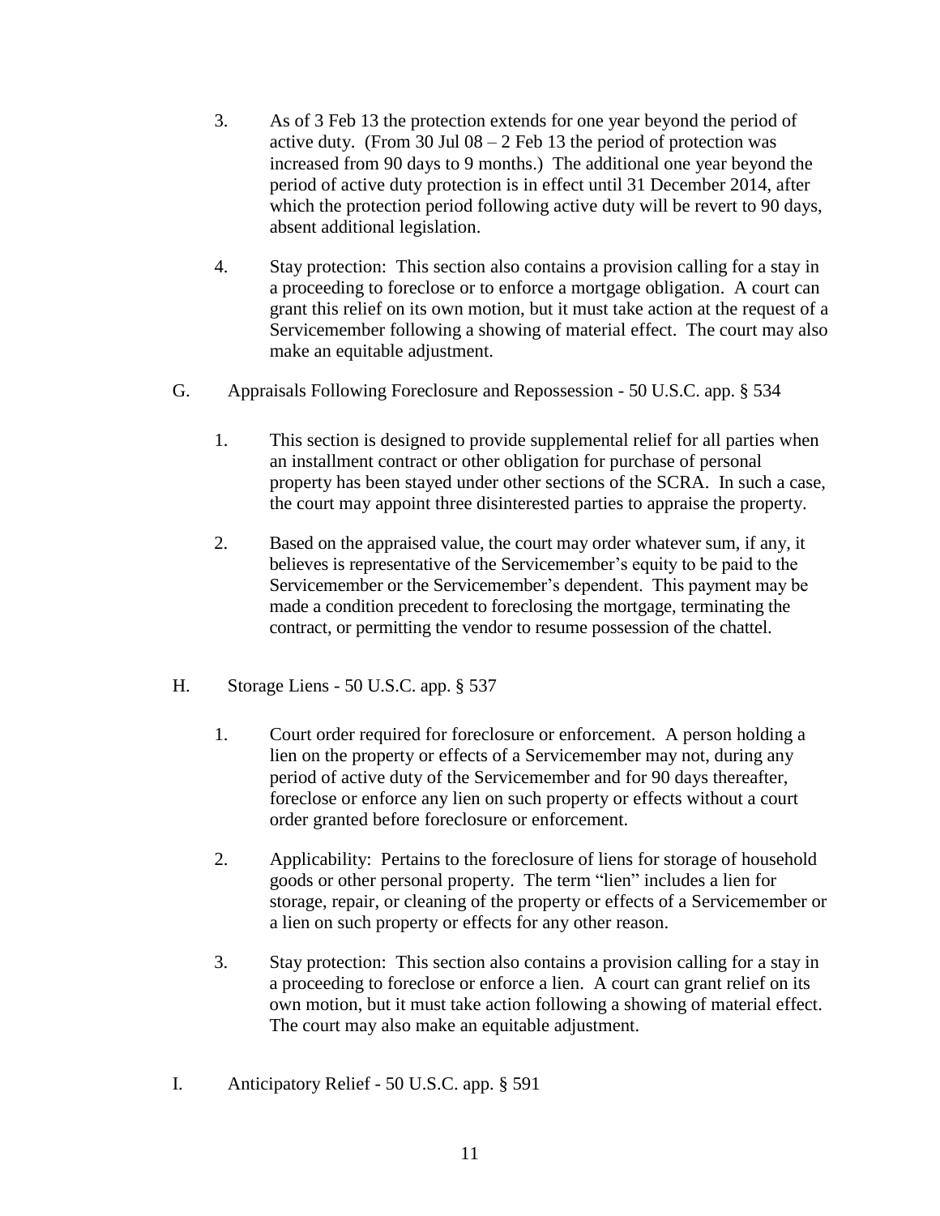3. As of 3 Feb 13 the protection extends for one year beyond the period of active duty. (From 30 Jul 08 – 2 Feb 13 the period of protection was increased from 90 days to 9 months.) The additional one year beyond the period of active duty protection is in effect until 31 December 2014, after which the protection period following active duty will be revert to 90 days, absent additional legislation.

4. Stay protection: This section also contains a provision calling for a stay in a proceeding to foreclose or to enforce a mortgage obligation. A court can grant this relief on its own motion, but it must take action at the request of a Servicemember following a showing of material effect. The court may also make an equitable adjustment.

G. Appraisals Following Foreclosure and Repossession - 50 U.S.C. app. § 534

1. This section is designed to provide supplemental relief for all parties when an installment contract or other obligation for purchase of personal property has been stayed under other sections of the SCRA. In such a case, the court may appoint three disinterested parties to appraise the property.

2. Based on the appraised value, the court may order whatever sum, if any, it believes is representative of the Servicemember's equity to be paid to the Servicemember or the Servicemember's dependent. This payment may be made a condition precedent to foreclosing the mortgage, terminating the contract, or permitting the vendor to resume possession of the chattel.

H. Storage Liens - 50 U.S.C. app. § 537

1. Court order required for foreclosure or enforcement. A person holding a lien on the property or effects of a Servicemember may not, during any period of active duty of the Servicemember and for 90 days thereafter, foreclose or enforce any lien on such property or effects without a court order granted before foreclosure or enforcement.

2. Applicability: Pertains to the foreclosure of liens for storage of household goods or other personal property. The term "lien" includes a lien for storage, repair, or cleaning of the property or effects of a Servicemember or a lien on such property or effects for any other reason.

3. Stay protection: This section also contains a provision calling for a stay in a proceeding to foreclose or enforce a lien. A court can grant relief on its own motion, but it must take action following a showing of material effect. The court may also make an equitable adjustment.

I. Anticipatory Relief - 50 U.S.C. app. § 591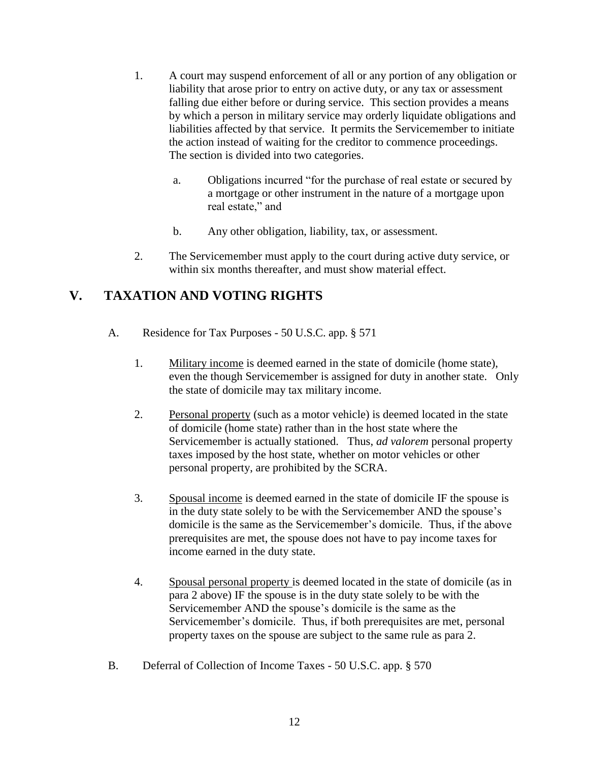1. A court may suspend enforcement of all or any portion of any obligation or liability that arose prior to entry on active duty, or any tax or assessment falling due either before or during service. This section provides a means by which a person in military service may orderly liquidate obligations and liabilities affected by that service. It permits the Servicemember to initiate the action instead of waiting for the creditor to commence proceedings. The section is divided into two categories.

   a. Obligations incurred "for the purchase of real estate or secured by a mortgage or other instrument in the nature of a mortgage upon real estate," and

   b. Any other obligation, liability, tax, or assessment.

2. The Servicemember must apply to the court during active duty service, or within six months thereafter, and must show material effect.

## V. TAXATION AND VOTING RIGHTS

A. Residence for Tax Purposes - 50 U.S.C. app. § 571

1. Military income is deemed earned in the state of domicile (home state), even the though Servicemember is assigned for duty in another state. Only the state of domicile may tax military income.

2. Personal property (such as a motor vehicle) is deemed located in the state of domicile (home state) rather than in the host state where the Servicemember is actually stationed. Thus, *ad valorem* personal property taxes imposed by the host state, whether on motor vehicles or other personal property, are prohibited by the SCRA.

3. Spousal income is deemed earned in the state of domicile IF the spouse is in the duty state solely to be with the Servicemember AND the spouse's domicile is the same as the Servicemember's domicile. Thus, if the above prerequisites are met, the spouse does not have to pay income taxes for income earned in the duty state.

4. Spousal personal property is deemed located in the state of domicile (as in para 2 above) IF the spouse is in the duty state solely to be with the Servicemember AND the spouse's domicile is the same as the Servicemember's domicile. Thus, if both prerequisites are met, personal property taxes on the spouse are subject to the same rule as para 2.

B. Deferral of Collection of Income Taxes - 50 U.S.C. app. § 570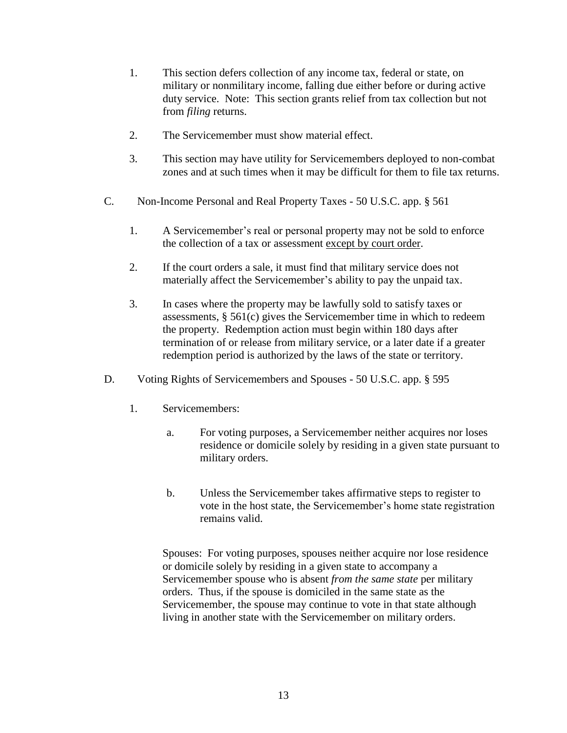1. This section defers collection of any income tax, federal or state, on military or nonmilitary income, falling due either before or during active duty service. Note: This section grants relief from tax collection but not from *filing* returns.

2. The Servicemember must show material effect.

3. This section may have utility for Servicemembers deployed to non-combat zones and at such times when it may be difficult for them to file tax returns.

C. Non-Income Personal and Real Property Taxes - 50 U.S.C. app. § 561

1. A Servicemember's real or personal property may not be sold to enforce the collection of a tax or assessment <u>except by court order</u>.

2. If the court orders a sale, it must find that military service does not materially affect the Servicemember's ability to pay the unpaid tax.

3. In cases where the property may be lawfully sold to satisfy taxes or assessments, § 561(c) gives the Servicemember time in which to redeem the property. Redemption action must begin within 180 days after termination of or release from military service, or a later date if a greater redemption period is authorized by the laws of the state or territory.

D. Voting Rights of Servicemembers and Spouses - 50 U.S.C. app. § 595

1. Servicemembers:

   a. For voting purposes, a Servicemember neither acquires nor loses residence or domicile solely by residing in a given state pursuant to military orders.

   b. Unless the Servicemember takes affirmative steps to register to vote in the host state, the Servicemember's home state registration remains valid.

   Spouses: For voting purposes, spouses neither acquire nor lose residence or domicile solely by residing in a given state to accompany a Servicemember spouse who is absent *from the same state* per military orders. Thus, if the spouse is domiciled in the same state as the Servicemember, the spouse may continue to vote in that state although living in another state with the Servicemember on military orders.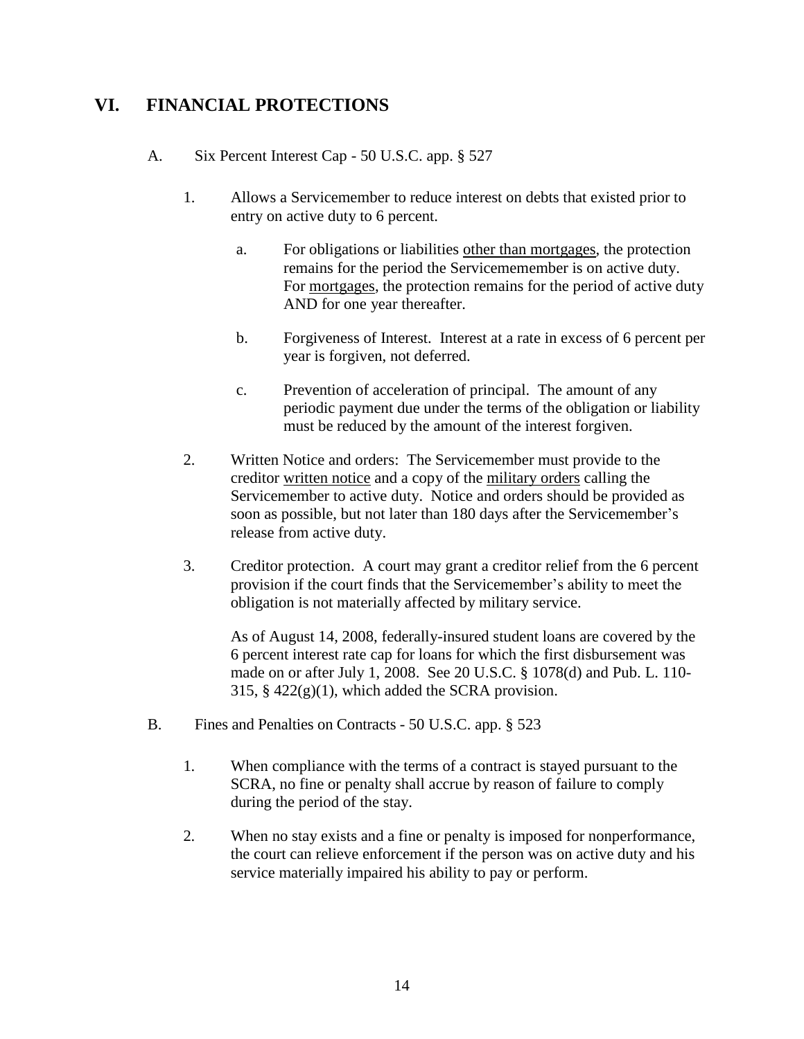## VI. FINANCIAL PROTECTIONS

A. Six Percent Interest Cap - 50 U.S.C. app. § 527

1. Allows a Servicemember to reduce interest on debts that existed prior to entry on active duty to 6 percent.

   a. For obligations or liabilities <u>other than mortgages</u>, the protection remains for the period the Servicemememember is on active duty. For <u>mortgages</u>, the protection remains for the period of active duty AND for one year thereafter.

   b. Forgiveness of Interest. Interest at a rate in excess of 6 percent per year is forgiven, not deferred.

   c. Prevention of acceleration of principal. The amount of any periodic payment due under the terms of the obligation or liability must be reduced by the amount of the interest forgiven.

2. Written Notice and orders: The Servicemember must provide to the creditor <u>written notice</u> and a copy of the <u>military orders</u> calling the Servicemember to active duty. Notice and orders should be provided as soon as possible, but not later than 180 days after the Servicemember's release from active duty.

3. Creditor protection. A court may grant a creditor relief from the 6 percent provision if the court finds that the Servicemember's ability to meet the obligation is not materially affected by military service.

   As of August 14, 2008, federally-insured student loans are covered by the 6 percent interest rate cap for loans for which the first disbursement was made on or after July 1, 2008. See 20 U.S.C. § 1078(d) and Pub. L. 110-315, § 422(g)(1), which added the SCRA provision.

B. Fines and Penalties on Contracts - 50 U.S.C. app. § 523

1. When compliance with the terms of a contract is stayed pursuant to the SCRA, no fine or penalty shall accrue by reason of failure to comply during the period of the stay.

2. When no stay exists and a fine or penalty is imposed for nonperformance, the court can relieve enforcement if the person was on active duty and his service materially impaired his ability to pay or perform.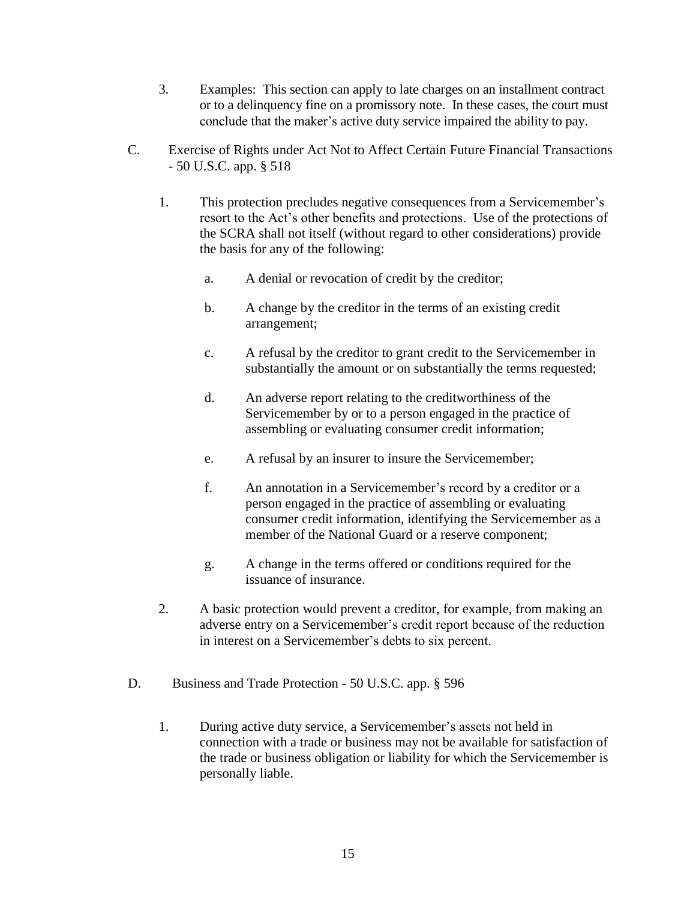3. Examples: This section can apply to late charges on an installment contract or to a delinquency fine on a promissory note. In these cases, the court must conclude that the maker's active duty service impaired the ability to pay.

C. Exercise of Rights under Act Not to Affect Certain Future Financial Transactions - 50 U.S.C. app. § 518

1. This protection precludes negative consequences from a Servicemember's resort to the Act's other benefits and protections. Use of the protections of the SCRA shall not itself (without regard to other considerations) provide the basis for any of the following:

    a. A denial or revocation of credit by the creditor;

    b. A change by the creditor in the terms of an existing credit arrangement;

    c. A refusal by the creditor to grant credit to the Servicemember in substantially the amount or on substantially the terms requested;

    d. An adverse report relating to the creditworthiness of the Servicemember by or to a person engaged in the practice of assembling or evaluating consumer credit information;

    e. A refusal by an insurer to insure the Servicemember;

    f. An annotation in a Servicemember's record by a creditor or a person engaged in the practice of assembling or evaluating consumer credit information, identifying the Servicemember as a member of the National Guard or a reserve component;

    g. A change in the terms offered or conditions required for the issuance of insurance.

2. A basic protection would prevent a creditor, for example, from making an adverse entry on a Servicemember's credit report because of the reduction in interest on a Servicemember's debts to six percent.

D. Business and Trade Protection - 50 U.S.C. app. § 596

1. During active duty service, a Servicemember's assets not held in connection with a trade or business may not be available for satisfaction of the trade or business obligation or liability for which the Servicemember is personally liable.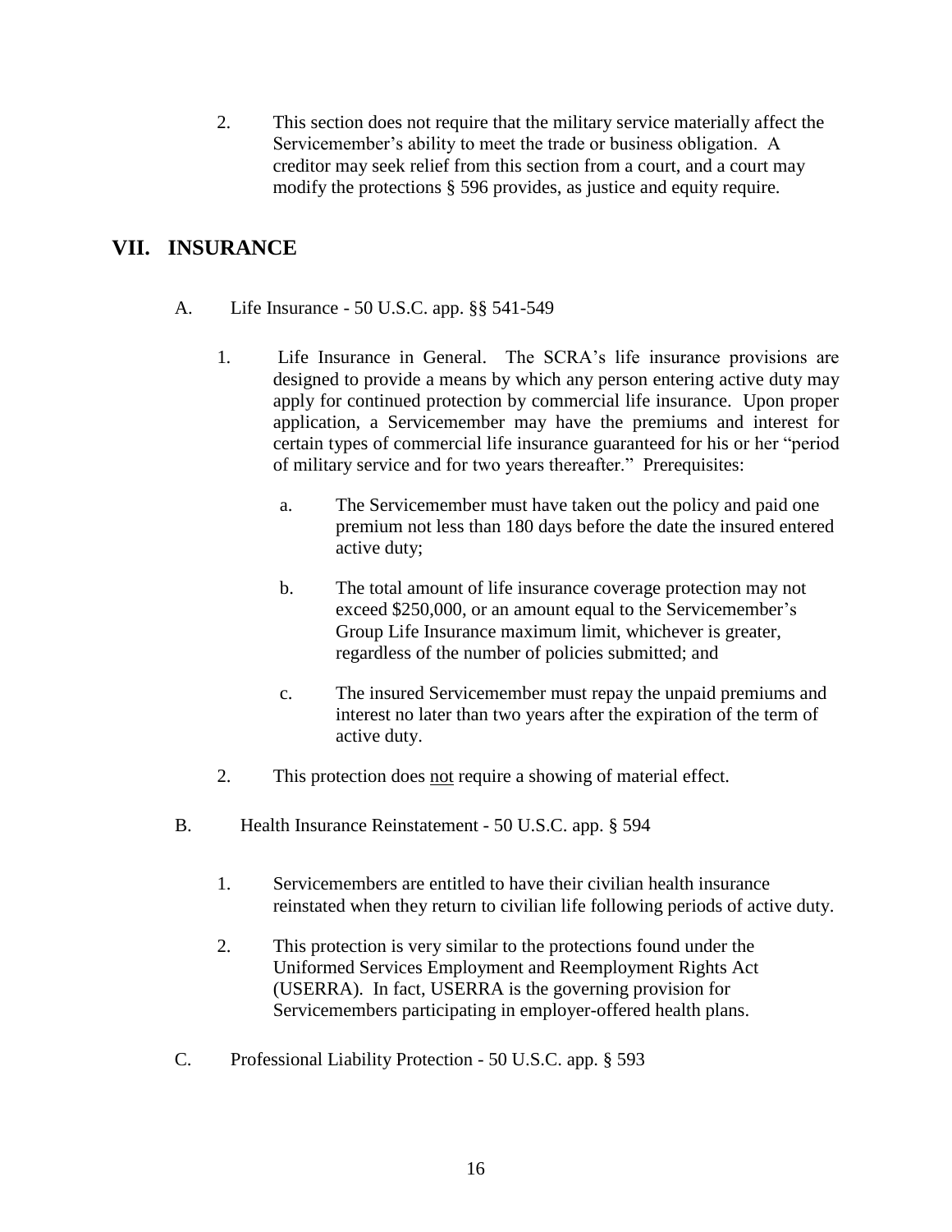2. This section does not require that the military service materially affect the Servicemember's ability to meet the trade or business obligation. A creditor may seek relief from this section from a court, and a court may modify the protections § 596 provides, as justice and equity require.

## VII. INSURANCE

A. Life Insurance - 50 U.S.C. app. §§ 541-549

1. Life Insurance in General. The SCRA's life insurance provisions are designed to provide a means by which any person entering active duty may apply for continued protection by commercial life insurance. Upon proper application, a Servicemember may have the premiums and interest for certain types of commercial life insurance guaranteed for his or her "period of military service and for two years thereafter." Prerequisites:

   a. The Servicemember must have taken out the policy and paid one premium not less than 180 days before the date the insured entered active duty;

   b. The total amount of life insurance coverage protection may not exceed $250,000, or an amount equal to the Servicemember's Group Life Insurance maximum limit, whichever is greater, regardless of the number of policies submitted; and

   c. The insured Servicemember must repay the unpaid premiums and interest no later than two years after the expiration of the term of active duty.

2. This protection does <u>not</u> require a showing of material effect.

B. Health Insurance Reinstatement - 50 U.S.C. app. § 594

1. Servicemembers are entitled to have their civilian health insurance reinstated when they return to civilian life following periods of active duty.

2. This protection is very similar to the protections found under the Uniformed Services Employment and Reemployment Rights Act (USERRA). In fact, USERRA is the governing provision for Servicemembers participating in employer-offered health plans.

C. Professional Liability Protection - 50 U.S.C. app. § 593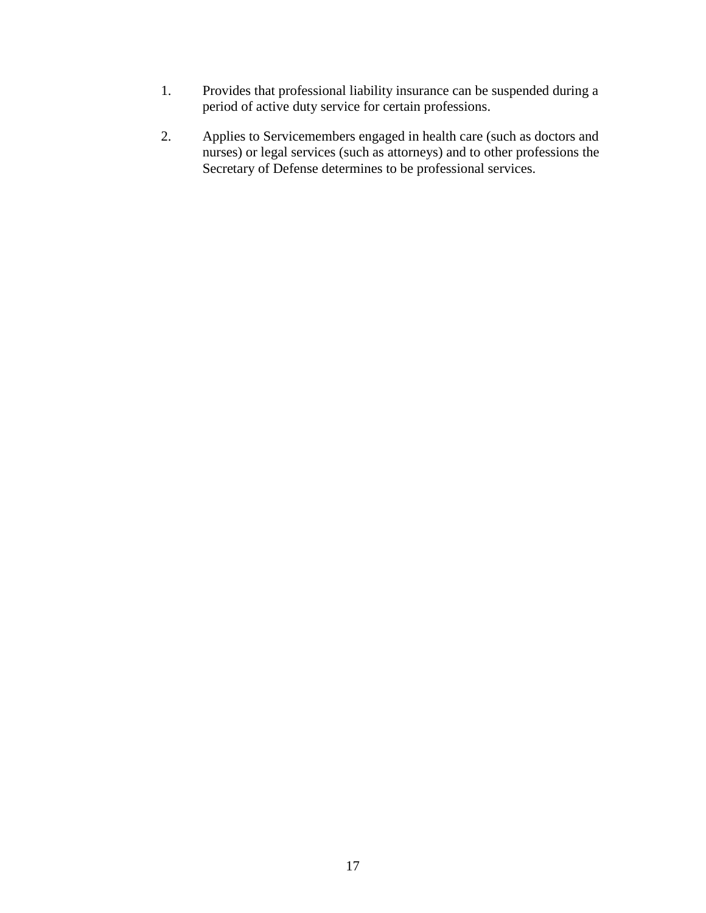1. Provides that professional liability insurance can be suspended during a period of active duty service for certain professions.

2. Applies to Servicemembers engaged in health care (such as doctors and nurses) or legal services (such as attorneys) and to other professions the Secretary of Defense determines to be professional services.